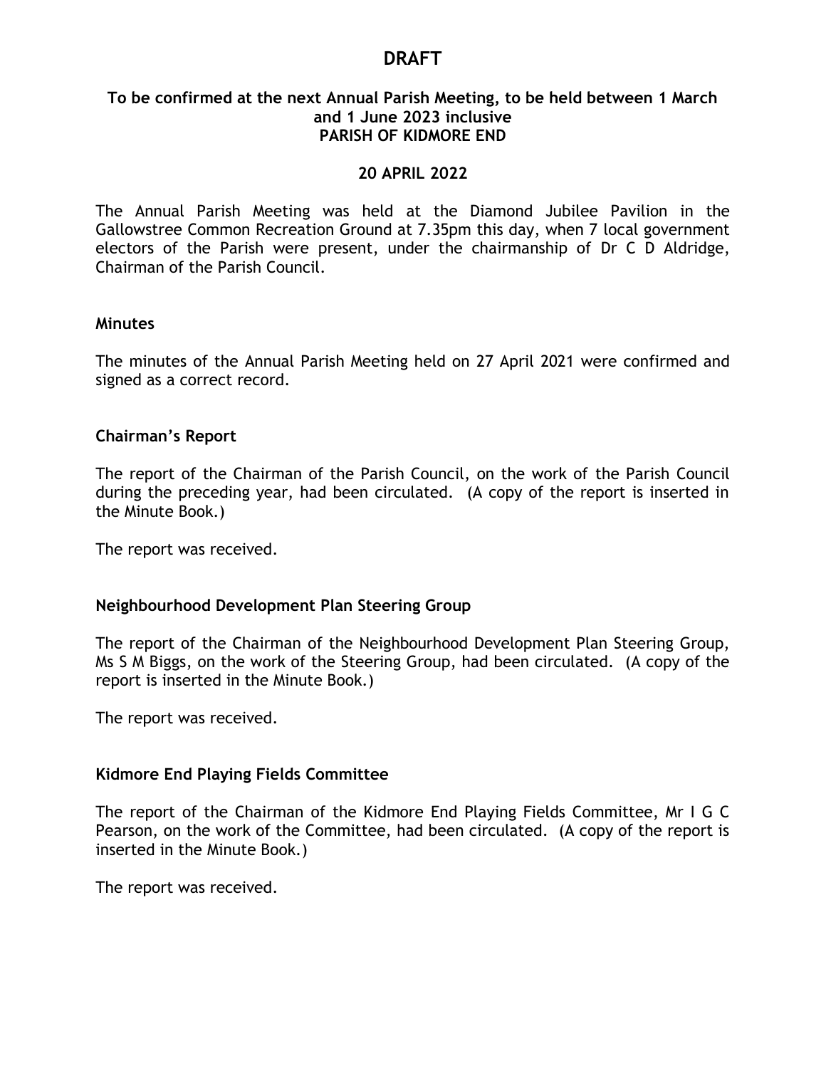# DRAFT

**To be confirmed at the next Annual Parish Meeting, to be held between 1 March and 1 June 2023 inclusive**
**PARISH OF KIDMORE END**

**20 APRIL 2022**

The Annual Parish Meeting was held at the Diamond Jubilee Pavilion in the Gallowstree Common Recreation Ground at 7.35pm this day, when 7 local government electors of the Parish were present, under the chairmanship of Dr C D Aldridge, Chairman of the Parish Council.

### Minutes

The minutes of the Annual Parish Meeting held on 27 April 2021 were confirmed and signed as a correct record.

### Chairman's Report

The report of the Chairman of the Parish Council, on the work of the Parish Council during the preceding year, had been circulated. (A copy of the report is inserted in the Minute Book.)

The report was received.

### Neighbourhood Development Plan Steering Group

The report of the Chairman of the Neighbourhood Development Plan Steering Group, Ms S M Biggs, on the work of the Steering Group, had been circulated. (A copy of the report is inserted in the Minute Book.)

The report was received.

### Kidmore End Playing Fields Committee

The report of the Chairman of the Kidmore End Playing Fields Committee, Mr I G C Pearson, on the work of the Committee, had been circulated. (A copy of the report is inserted in the Minute Book.)

The report was received.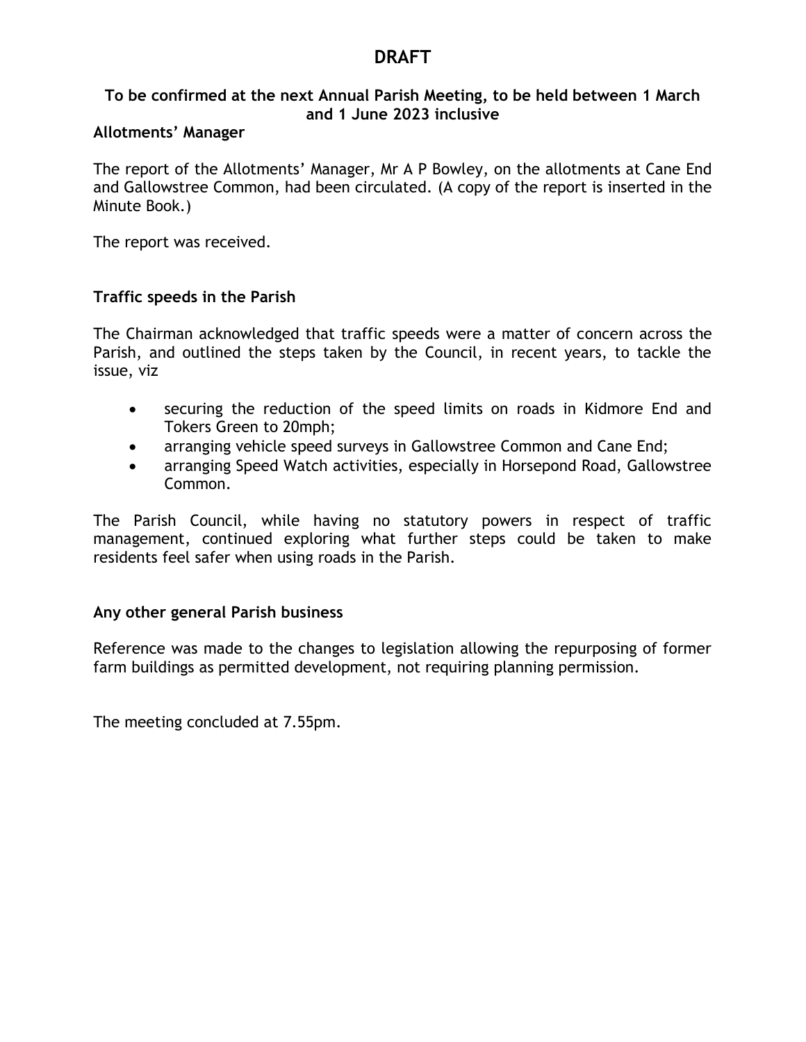# DRAFT

**To be confirmed at the next Annual Parish Meeting, to be held between 1 March and 1 June 2023 inclusive**

**Allotments' Manager**

The report of the Allotments' Manager, Mr A P Bowley, on the allotments at Cane End and Gallowstree Common, had been circulated. (A copy of the report is inserted in the Minute Book.)

The report was received.

**Traffic speeds in the Parish**

The Chairman acknowledged that traffic speeds were a matter of concern across the Parish, and outlined the steps taken by the Council, in recent years, to tackle the issue, viz

- securing the reduction of the speed limits on roads in Kidmore End and Tokers Green to 20mph;
- arranging vehicle speed surveys in Gallowstree Common and Cane End;
- arranging Speed Watch activities, especially in Horsepond Road, Gallowstree Common.

The Parish Council, while having no statutory powers in respect of traffic management, continued exploring what further steps could be taken to make residents feel safer when using roads in the Parish.

**Any other general Parish business**

Reference was made to the changes to legislation allowing the repurposing of former farm buildings as permitted development, not requiring planning permission.

The meeting concluded at 7.55pm.